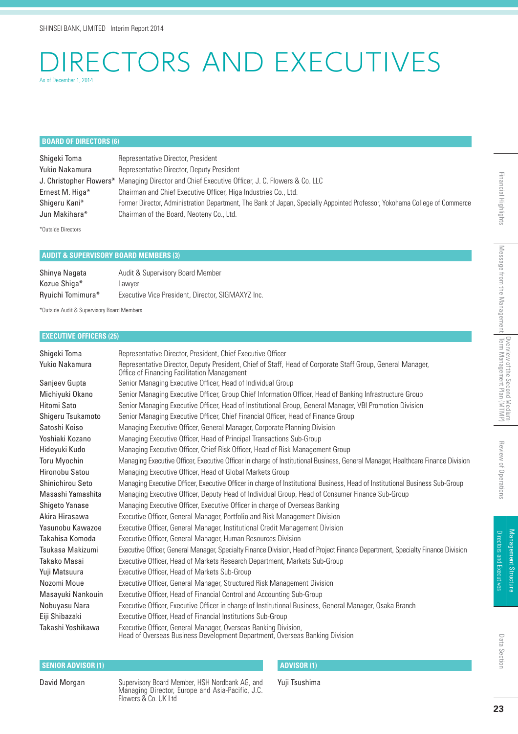# DIRECTORS AND EXECUTIVES

As of December 1, 2014

## BOARD OF DIRECTORS (6)

| | |
|---|---|
| Shigeki Toma | Representative Director, President |
| Yukio Nakamura | Representative Director, Deputy President |
| J. Christopher Flowers* | Managing Director and Chief Executive Officer, J. C. Flowers & Co. LLC |
| Ernest M. Higa* | Chairman and Chief Executive Officer, Higa Industries Co., Ltd. |
| Shigeru Kani* | Former Director, Administration Department, The Bank of Japan, Specially Appointed Professor, Yokohama College of Commerce |
| Jun Makihara* | Chairman of the Board, Neoteny Co., Ltd. |

*Outside Directors

## AUDIT & SUPERVISORY BOARD MEMBERS (3)

| | |
|---|---|
| Shinya Nagata | Audit & Supervisory Board Member |
| Kozue Shiga* | Lawyer |
| Ryuichi Tomimura* | Executive Vice President, Director, SIGMAXYZ Inc. |

*Outside Audit & Supervisory Board Members

## EXECUTIVE OFFICERS (25)

| | |
|---|---|
| Shigeki Toma | Representative Director, President, Chief Executive Officer |
| Yukio Nakamura | Representative Director, Deputy President, Chief of Staff, Head of Corporate Staff Group, General Manager, Office of Financing Facilitation Management |
| Sanjeev Gupta | Senior Managing Executive Officer, Head of Individual Group |
| Michiyuki Okano | Senior Managing Executive Officer, Group Chief Information Officer, Head of Banking Infrastructure Group |
| Hitomi Sato | Senior Managing Executive Officer, Head of Institutional Group, General Manager, VBI Promotion Division |
| Shigeru Tsukamoto | Senior Managing Executive Officer, Chief Financial Officer, Head of Finance Group |
| Satoshi Koiso | Managing Executive Officer, General Manager, Corporate Planning Division |
| Yoshiaki Kozano | Managing Executive Officer, Head of Principal Transactions Sub-Group |
| Hideyuki Kudo | Managing Executive Officer, Chief Risk Officer, Head of Risk Management Group |
| Toru Myochin | Managing Executive Officer, Executive Officer in charge of Institutional Business, General Manager, Healthcare Finance Division |
| Hironobu Satou | Managing Executive Officer, Head of Global Markets Group |
| Shinichirou Seto | Managing Executive Officer, Executive Officer in charge of Institutional Business, Head of Institutional Business Sub-Group |
| Masashi Yamashita | Managing Executive Officer, Deputy Head of Individual Group, Head of Consumer Finance Sub-Group |
| Shigeto Yanase | Managing Executive Officer, Executive Officer in charge of Overseas Banking |
| Akira Hirasawa | Executive Officer, General Manager, Portfolio and Risk Management Division |
| Yasunobu Kawazoe | Executive Officer, General Manager, Institutional Credit Management Division |
| Takahisa Komoda | Executive Officer, General Manager, Human Resources Division |
| Tsukasa Makizumi | Executive Officer, General Manager, Specialty Finance Division, Head of Project Finance Department, Specialty Finance Division |
| Takako Masai | Executive Officer, Head of Markets Research Department, Markets Sub-Group |
| Yuji Matsuura | Executive Officer, Head of Markets Sub-Group |
| Nozomi Moue | Executive Officer, General Manager, Structured Risk Management Division |
| Masayuki Nankouin | Executive Officer, Head of Financial Control and Accounting Sub-Group |
| Nobuyasu Nara | Executive Officer, Executive Officer in charge of Institutional Business, General Manager, Osaka Branch |
| Eiji Shibazaki | Executive Officer, Head of Financial Institutions Sub-Group |
| Takashi Yoshikawa | Executive Officer, General Manager, Overseas Banking Division, Head of Overseas Business Development Department, Overseas Banking Division |

## SENIOR ADVISOR (1)

| | |
|---|---|
| David Morgan | Supervisory Board Member, HSH Nordbank AG, and Managing Director, Europe and Asia-Pacific, J.C. Flowers & Co. UK Ltd |

## ADVISOR (1)

Yuji Tsushima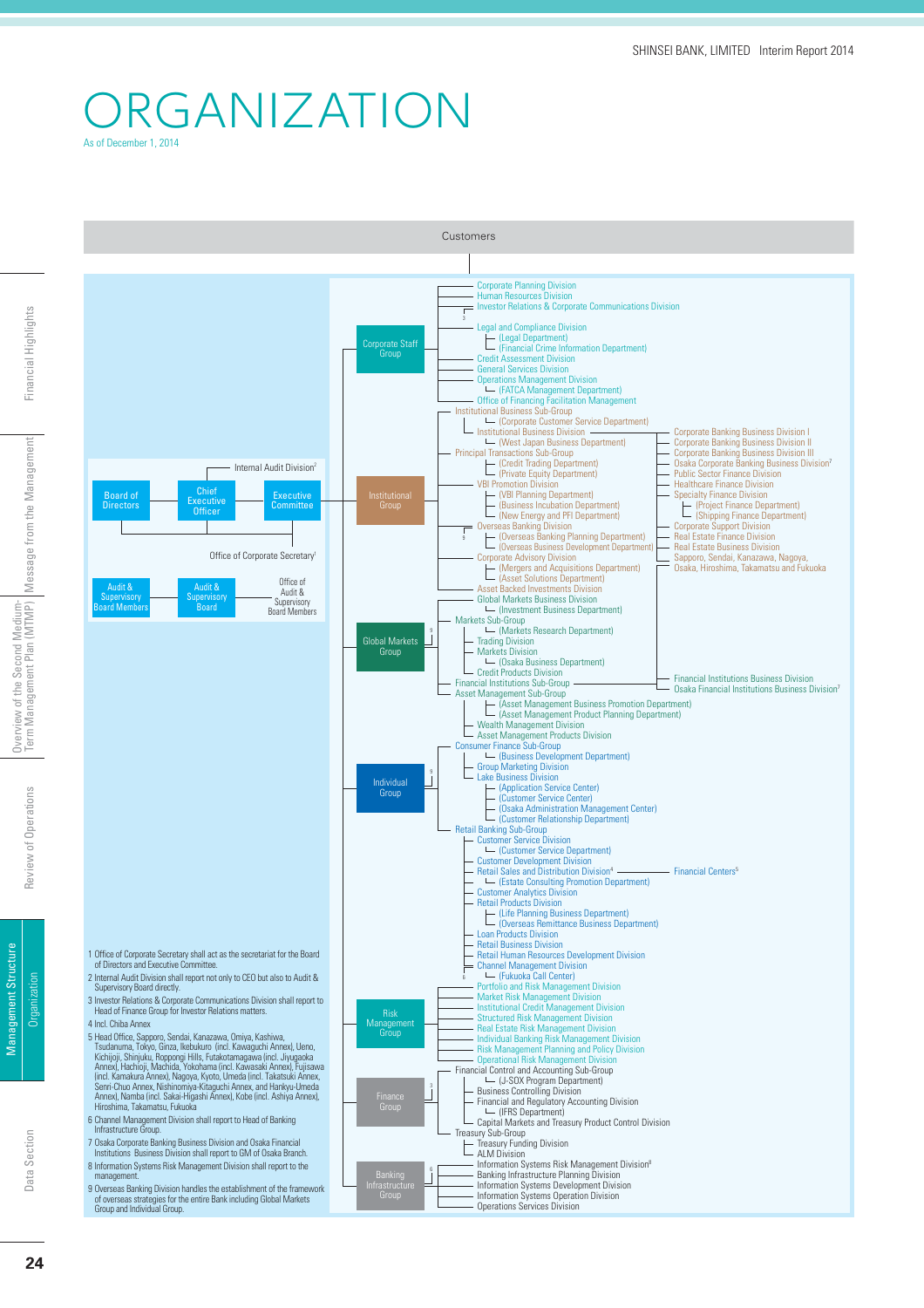# ORGANIZATION

As of December 1, 2014

Customers

- Board of Directors
- Chief Executive Officer
- Executive Committee
- Internal Audit Division[2]
- Office of Corporate Secretary[1]
- Audit & Supervisory Board Members
- Audit & Supervisory Board
- Office of Audit & Supervisory Board Members

**Corporate Staff Group**

- Corporate Planning Division
- Human Resources Division
- Investor Relations & Corporate Communications Division[3]
- Legal and Compliance Division
  - (Legal Department)
  - (Financial Crime Information Department)
- Credit Assessment Division
- General Services Division
- Operations Management Division
  - (FATCA Management Department)
- Office of Financing Facilitation Management

**Institutional Group**

- Institutional Business Sub-Group
  - (Corporate Customer Service Department)
  - Institutional Business Division
    - (West Japan Business Department)
  - Corporate Banking Business Division I
  - Corporate Banking Business Division II
  - Corporate Banking Business Division III
  - Osaka Corporate Banking Business Division[7]
  - Public Sector Finance Division
  - Healthcare Finance Division
  - Specialty Finance Division
    - (Project Finance Department)
    - (Shipping Finance Department)
  - Corporate Support Division
  - Real Estate Finance Division
  - Real Estate Business Division
  - Sapporo, Sendai, Kanazawa, Nagoya, Osaka, Hiroshima, Takamatsu and Fukuoka
- Principal Transactions Sub-Group
  - (Credit Trading Department)
  - (Private Equity Department)
  - VBI Promotion Division
    - (VBI Planning Department)
    - (Business Incubation Department)
    - (New Energy and PFI Department)
  - Overseas Banking Division[9]
    - (Overseas Banking Planning Department)
    - (Overseas Business Development Department)
  - Corporate Advisory Division
    - (Mergers and Acquisitions Department)
    - (Asset Solutions Department)
  - Asset Backed Investments Division
  - Global Markets Business Division
    - (Investment Business Department)

**Global Markets Group**[9]

- Markets Sub-Group
  - (Markets Research Department)
  - Trading Division
  - Markets Division
    - (Osaka Business Department)
  - Credit Products Division
- Financial Institutions Sub-Group
  - Financial Institutions Business Division
  - Osaka Financial Institutions Business Division[7]
- Asset Management Sub-Group
  - (Asset Management Business Promotion Department)
  - (Asset Management Product Planning Department)
  - Wealth Management Division
  - Asset Management Products Division

**Individual Group**[9]

- Consumer Finance Sub-Group
  - (Business Development Department)
  - Group Marketing Division
  - Lake Business Division
    - (Application Service Center)
    - (Customer Service Center)
    - (Osaka Administration Management Center)
    - (Customer Relationship Department)
- Retail Banking Sub-Group
  - Customer Service Division
    - (Customer Service Department)
  - Customer Development Division
  - Retail Sales and Distribution Division[4] — Financial Centers[5]
    - (Estate Consulting Promotion Department)
  - Customer Analytics Division
  - Retail Products Division
    - (Life Planning Business Department)
    - (Overseas Remittance Business Department)
  - Loan Products Division
  - Retail Business Division
  - Retail Human Resources Development Division
  - Channel Management Division[6]
    - (Fukuoka Call Center)

**Risk Management Group**

- Portfolio and Risk Management Division
- Market Risk Management Division
- Institutional Credit Management Division
- Structured Risk Management Division
- Real Estate Risk Management Division
- Individual Banking Risk Management Division
- Risk Management Planning and Policy Division
- Operational Risk Management Division

**Finance Group**[3]

- Financial Control and Accounting Sub-Group
  - (J-SOX Program Department)
  - Business Controlling Division
  - Financial and Regulatory Accounting Division
    - (IFRS Department)
  - Capital Markets and Treasury Product Control Division
- Treasury Sub-Group
  - Treasury Funding Division
  - ALM Division

**Banking Infrastructure Group**[6]

- Information Systems Risk Management Division[8]
- Banking Infrastructure Planning Division
- Information Systems Development Division
- Information Systems Operation Division
- Operations Services Division

1 Office of Corporate Secretary shall act as the secretariat for the Board of Directors and Executive Committee.

2 Internal Audit Division shall report not only to CEO but also to Audit & Supervisory Board directly.

3 Investor Relations & Corporate Communications Division shall report to Head of Finance Group for Investor Relations matters.

4 Incl. Chiba Annex

5 Head Office, Sapporo, Sendai, Kanazawa, Omiya, Kashiwa, Tsudanuma, Tokyo, Ginza, Ikebukuro (incl. Kawaguchi Annex), Ueno, Kichijoji, Shinjuku, Roppongi Hills, Futakotamagawa (incl. Jiyugaoka Annex), Hachioji, Machida, Yokohama (incl. Kawasaki Annex), Fujisawa (incl. Kamakura Annex), Nagoya, Kyoto, Umeda (incl. Takatsuki Annex, Senri-Chuo Annex, Nishinomiya-Kitaguchi Annex, and Hankyu-Umeda Annex), Namba (incl. Sakai-Higashi Annex), Kobe (incl. Ashiya Annex), Hiroshima, Takamatsu, Fukuoka

6 Channel Management Division shall report to Head of Banking Infrastructure Group.

7 Osaka Corporate Banking Business Division and Osaka Financial Institutions Business Division shall report to GM of Osaka Branch.

8 Information Systems Risk Management Division shall report to the management.

9 Overseas Banking Division handles the establishment of the framework of overseas strategies for the entire Bank including Global Markets Group and Individual Group.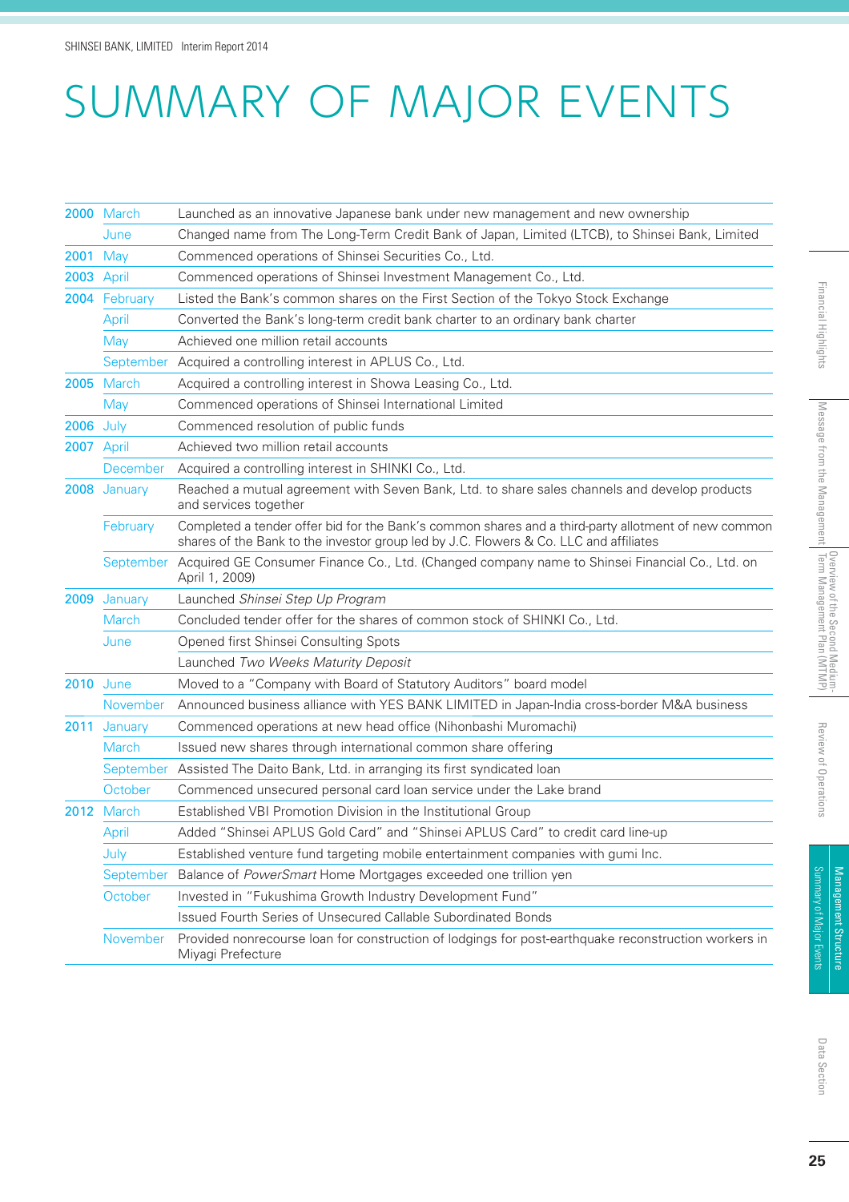# SUMMARY OF MAJOR EVENTS

| Year | Month | Event |
|---|---|---|
| 2000 | March | Launched as an innovative Japanese bank under new management and new ownership |
| | June | Changed name from The Long-Term Credit Bank of Japan, Limited (LTCB), to Shinsei Bank, Limited |
| 2001 | May | Commenced operations of Shinsei Securities Co., Ltd. |
| 2003 | April | Commenced operations of Shinsei Investment Management Co., Ltd. |
| 2004 | February | Listed the Bank's common shares on the First Section of the Tokyo Stock Exchange |
| | April | Converted the Bank's long-term credit bank charter to an ordinary bank charter |
| | May | Achieved one million retail accounts |
| | September | Acquired a controlling interest in APLUS Co., Ltd. |
| 2005 | March | Acquired a controlling interest in Showa Leasing Co., Ltd. |
| | May | Commenced operations of Shinsei International Limited |
| 2006 | July | Commenced resolution of public funds |
| 2007 | April | Achieved two million retail accounts |
| | December | Acquired a controlling interest in SHINKI Co., Ltd. |
| 2008 | January | Reached a mutual agreement with Seven Bank, Ltd. to share sales channels and develop products and services together |
| | February | Completed a tender offer bid for the Bank's common shares and a third-party allotment of new common shares of the Bank to the investor group led by J.C. Flowers & Co. LLC and affiliates |
| | September | Acquired GE Consumer Finance Co., Ltd. (Changed company name to Shinsei Financial Co., Ltd. on April 1, 2009) |
| 2009 | January | Launched *Shinsei Step Up Program* |
| | March | Concluded tender offer for the shares of common stock of SHINKI Co., Ltd. |
| | June | Opened first Shinsei Consulting Spots |
| | | Launched *Two Weeks Maturity Deposit* |
| 2010 | June | Moved to a "Company with Board of Statutory Auditors" board model |
| | November | Announced business alliance with YES BANK LIMITED in Japan-India cross-border M&A business |
| 2011 | January | Commenced operations at new head office (Nihonbashi Muromachi) |
| | March | Issued new shares through international common share offering |
| | September | Assisted The Daito Bank, Ltd. in arranging its first syndicated loan |
| | October | Commenced unsecured personal card loan service under the Lake brand |
| 2012 | March | Established VBI Promotion Division in the Institutional Group |
| | April | Added "Shinsei APLUS Gold Card" and "Shinsei APLUS Card" to credit card line-up |
| | July | Established venture fund targeting mobile entertainment companies with gumi Inc. |
| | September | Balance of *PowerSmart* Home Mortgages exceeded one trillion yen |
| | October | Invested in "Fukushima Growth Industry Development Fund" |
| | | Issued Fourth Series of Unsecured Callable Subordinated Bonds |
| | November | Provided nonrecourse loan for construction of lodgings for post-earthquake reconstruction workers in Miyagi Prefecture |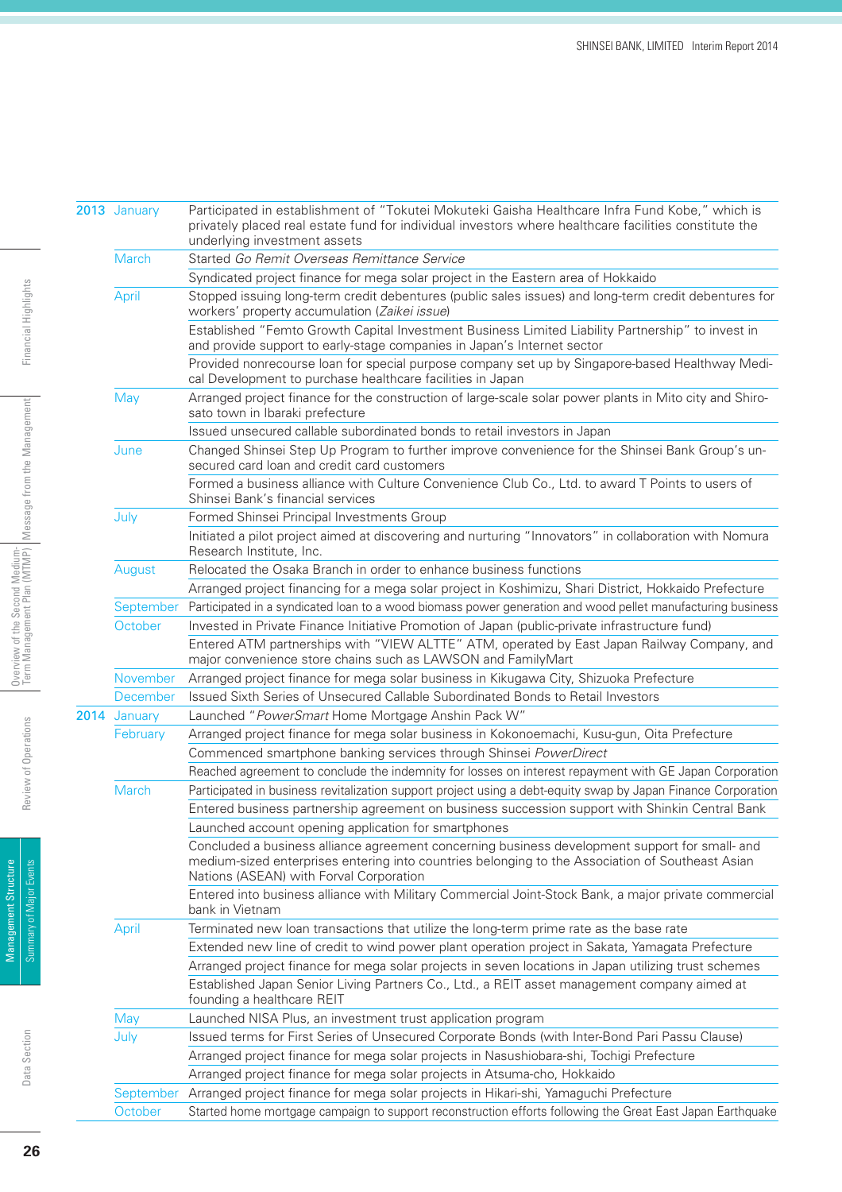| | | |
|---|---|---|
| 2013 | January | Participated in establishment of "Tokutei Mokuteki Gaisha Healthcare Infra Fund Kobe," which is privately placed real estate fund for individual investors where healthcare facilities constitute the underlying investment assets |
| | March | Started *Go Remit Overseas Remittance Service* |
| | | Syndicated project finance for mega solar project in the Eastern area of Hokkaido |
| | April | Stopped issuing long-term credit debentures (public sales issues) and long-term credit debentures for workers' property accumulation (*Zaikei issue*) |
| | | Established "Femto Growth Capital Investment Business Limited Liability Partnership" to invest in and provide support to early-stage companies in Japan's Internet sector |
| | | Provided nonrecourse loan for special purpose company set up by Singapore-based Healthway Medical Development to purchase healthcare facilities in Japan |
| | May | Arranged project finance for the construction of large-scale solar power plants in Mito city and Shirosato town in Ibaraki prefecture |
| | | Issued unsecured callable subordinated bonds to retail investors in Japan |
| | June | Changed Shinsei Step Up Program to further improve convenience for the Shinsei Bank Group's unsecured card loan and credit card customers |
| | | Formed a business alliance with Culture Convenience Club Co., Ltd. to award T Points to users of Shinsei Bank's financial services |
| | July | Formed Shinsei Principal Investments Group |
| | | Initiated a pilot project aimed at discovering and nurturing "Innovators" in collaboration with Nomura Research Institute, Inc. |
| | August | Relocated the Osaka Branch in order to enhance business functions |
| | | Arranged project financing for a mega solar project in Koshimizu, Shari District, Hokkaido Prefecture |
| | September | Participated in a syndicated loan to a wood biomass power generation and wood pellet manufacturing business |
| | October | Invested in Private Finance Initiative Promotion of Japan (public-private infrastructure fund) |
| | | Entered ATM partnerships with "VIEW ALTTE" ATM, operated by East Japan Railway Company, and major convenience store chains such as LAWSON and FamilyMart |
| | November | Arranged project finance for mega solar business in Kikugawa City, Shizuoka Prefecture |
| | December | Issued Sixth Series of Unsecured Callable Subordinated Bonds to Retail Investors |
| 2014 | January | Launched "*PowerSmart* Home Mortgage Anshin Pack W" |
| | February | Arranged project finance for mega solar business in Kokonoemachi, Kusu-gun, Oita Prefecture |
| | | Commenced smartphone banking services through Shinsei *PowerDirect* |
| | | Reached agreement to conclude the indemnity for losses on interest repayment with GE Japan Corporation |
| | March | Participated in business revitalization support project using a debt-equity swap by Japan Finance Corporation |
| | | Entered business partnership agreement on business succession support with Shinkin Central Bank |
| | | Launched account opening application for smartphones |
| | | Concluded a business alliance agreement concerning business development support for small- and medium-sized enterprises entering into countries belonging to the Association of Southeast Asian Nations (ASEAN) with Forval Corporation |
| | | Entered into business alliance with Military Commercial Joint-Stock Bank, a major private commercial bank in Vietnam |
| | April | Terminated new loan transactions that utilize the long-term prime rate as the base rate |
| | | Extended new line of credit to wind power plant operation project in Sakata, Yamagata Prefecture |
| | | Arranged project finance for mega solar projects in seven locations in Japan utilizing trust schemes |
| | | Established Japan Senior Living Partners Co., Ltd., a REIT asset management company aimed at founding a healthcare REIT |
| | May | Launched NISA Plus, an investment trust application program |
| | July | Issued terms for First Series of Unsecured Corporate Bonds (with Inter-Bond Pari Passu Clause) |
| | | Arranged project finance for mega solar projects in Nasushiobara-shi, Tochigi Prefecture |
| | | Arranged project finance for mega solar projects in Atsuma-cho, Hokkaido |
| | September | Arranged project finance for mega solar projects in Hikari-shi, Yamaguchi Prefecture |
| | October | Started home mortgage campaign to support reconstruction efforts following the Great East Japan Earthquake |